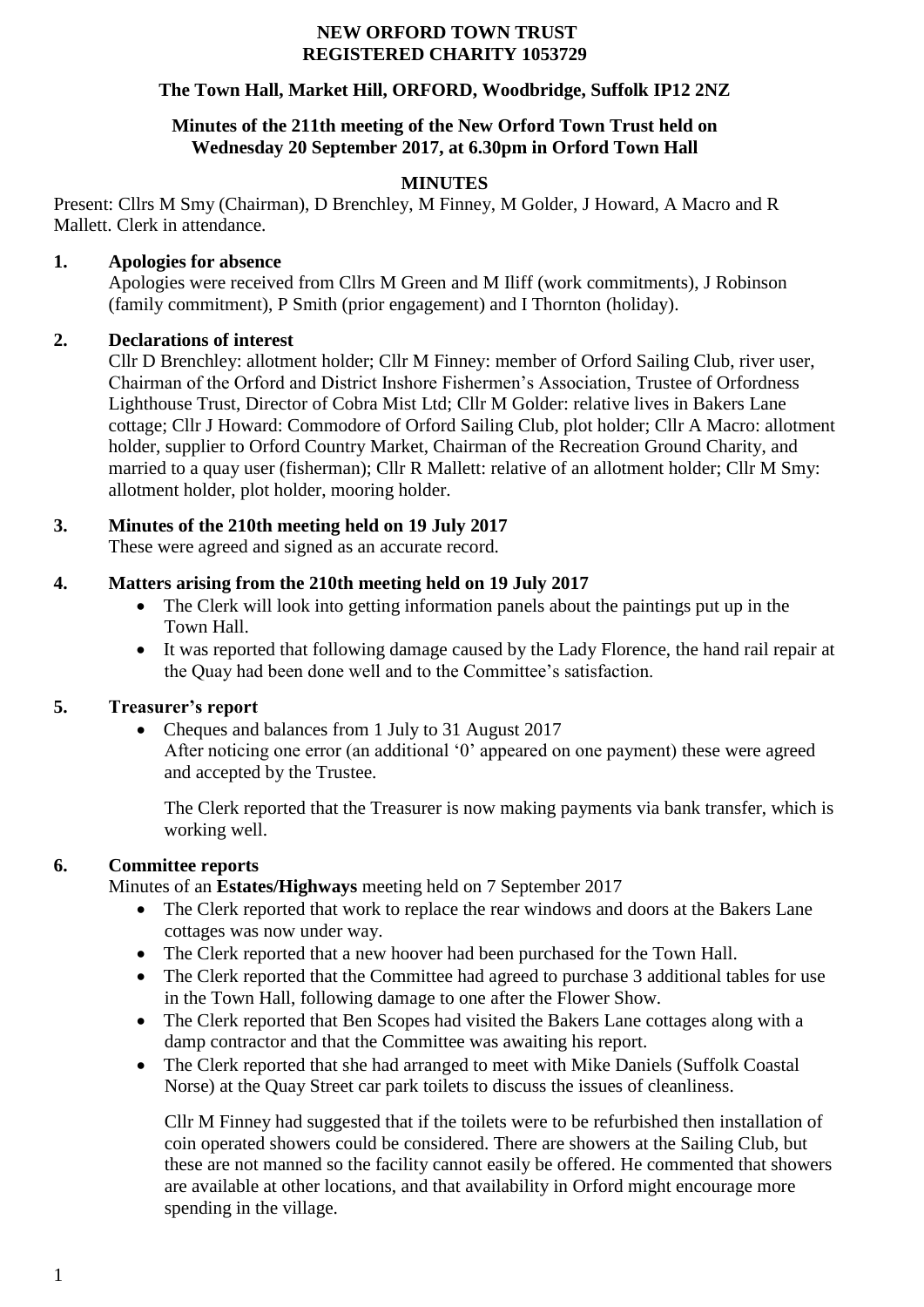**NEW ORFORD TOWN TRUST**
**REGISTERED CHARITY 1053729**

**The Town Hall, Market Hill, ORFORD, Woodbridge, Suffolk IP12 2NZ**

**Minutes of the 211th meeting of the New Orford Town Trust held on Wednesday 20 September 2017, at 6.30pm in Orford Town Hall**

# MINUTES

Present: Cllrs M Smy (Chairman), D Brenchley, M Finney, M Golder, J Howard, A Macro and R Mallett. Clerk in attendance.

## 1. Apologies for absence

Apologies were received from Cllrs M Green and M Iliff (work commitments), J Robinson (family commitment), P Smith (prior engagement) and I Thornton (holiday).

## 2. Declarations of interest

Cllr D Brenchley: allotment holder; Cllr M Finney: member of Orford Sailing Club, river user, Chairman of the Orford and District Inshore Fishermen's Association, Trustee of Orfordness Lighthouse Trust, Director of Cobra Mist Ltd; Cllr M Golder: relative lives in Bakers Lane cottage; Cllr J Howard: Commodore of Orford Sailing Club, plot holder; Cllr A Macro: allotment holder, supplier to Orford Country Market, Chairman of the Recreation Ground Charity, and married to a quay user (fisherman); Cllr R Mallett: relative of an allotment holder; Cllr M Smy: allotment holder, plot holder, mooring holder.

## 3. Minutes of the 210th meeting held on 19 July 2017

These were agreed and signed as an accurate record.

## 4. Matters arising from the 210th meeting held on 19 July 2017

- The Clerk will look into getting information panels about the paintings put up in the Town Hall.
- It was reported that following damage caused by the Lady Florence, the hand rail repair at the Quay had been done well and to the Committee's satisfaction.

## 5. Treasurer's report

- Cheques and balances from 1 July to 31 August 2017
  After noticing one error (an additional '0' appeared on one payment) these were agreed and accepted by the Trustee.

  The Clerk reported that the Treasurer is now making payments via bank transfer, which is working well.

## 6. Committee reports

Minutes of an **Estates/Highways** meeting held on 7 September 2017

- The Clerk reported that work to replace the rear windows and doors at the Bakers Lane cottages was now under way.
- The Clerk reported that a new hoover had been purchased for the Town Hall.
- The Clerk reported that the Committee had agreed to purchase 3 additional tables for use in the Town Hall, following damage to one after the Flower Show.
- The Clerk reported that Ben Scopes had visited the Bakers Lane cottages along with a damp contractor and that the Committee was awaiting his report.
- The Clerk reported that she had arranged to meet with Mike Daniels (Suffolk Coastal Norse) at the Quay Street car park toilets to discuss the issues of cleanliness.

  Cllr M Finney had suggested that if the toilets were to be refurbished then installation of coin operated showers could be considered. There are showers at the Sailing Club, but these are not manned so the facility cannot easily be offered. He commented that showers are available at other locations, and that availability in Orford might encourage more spending in the village.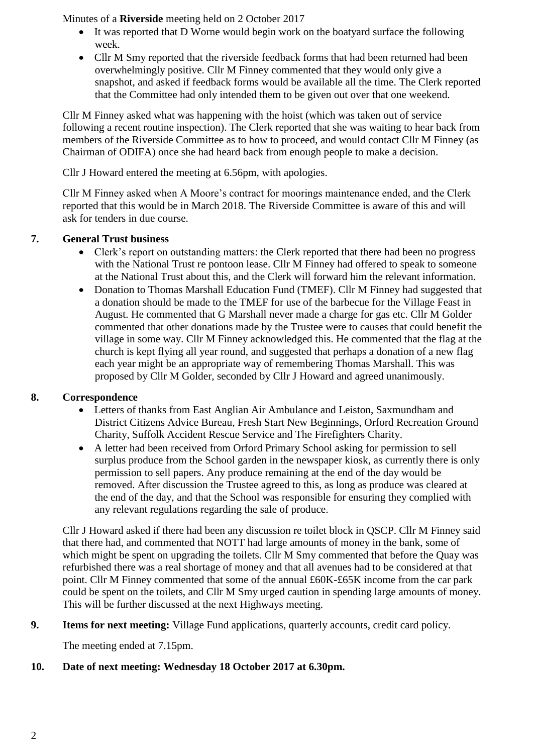Minutes of a **Riverside** meeting held on 2 October 2017

- It was reported that D Worne would begin work on the boatyard surface the following week.
- Cllr M Smy reported that the riverside feedback forms that had been returned had been overwhelmingly positive. Cllr M Finney commented that they would only give a snapshot, and asked if feedback forms would be available all the time. The Clerk reported that the Committee had only intended them to be given out over that one weekend.

Cllr M Finney asked what was happening with the hoist (which was taken out of service following a recent routine inspection). The Clerk reported that she was waiting to hear back from members of the Riverside Committee as to how to proceed, and would contact Cllr M Finney (as Chairman of ODIFA) once she had heard back from enough people to make a decision.

Cllr J Howard entered the meeting at 6.56pm, with apologies.

Cllr M Finney asked when A Moore's contract for moorings maintenance ended, and the Clerk reported that this would be in March 2018. The Riverside Committee is aware of this and will ask for tenders in due course.

## 7. General Trust business

- Clerk's report on outstanding matters: the Clerk reported that there had been no progress with the National Trust re pontoon lease. Cllr M Finney had offered to speak to someone at the National Trust about this, and the Clerk will forward him the relevant information.
- Donation to Thomas Marshall Education Fund (TMEF). Cllr M Finney had suggested that a donation should be made to the TMEF for use of the barbecue for the Village Feast in August. He commented that G Marshall never made a charge for gas etc. Cllr M Golder commented that other donations made by the Trustee were to causes that could benefit the village in some way. Cllr M Finney acknowledged this. He commented that the flag at the church is kept flying all year round, and suggested that perhaps a donation of a new flag each year might be an appropriate way of remembering Thomas Marshall. This was proposed by Cllr M Golder, seconded by Cllr J Howard and agreed unanimously.

## 8. Correspondence

- Letters of thanks from East Anglian Air Ambulance and Leiston, Saxmundham and District Citizens Advice Bureau, Fresh Start New Beginnings, Orford Recreation Ground Charity, Suffolk Accident Rescue Service and The Firefighters Charity.
- A letter had been received from Orford Primary School asking for permission to sell surplus produce from the School garden in the newspaper kiosk, as currently there is only permission to sell papers. Any produce remaining at the end of the day would be removed. After discussion the Trustee agreed to this, as long as produce was cleared at the end of the day, and that the School was responsible for ensuring they complied with any relevant regulations regarding the sale of produce.

Cllr J Howard asked if there had been any discussion re toilet block in QSCP. Cllr M Finney said that there had, and commented that NOTT had large amounts of money in the bank, some of which might be spent on upgrading the toilets. Cllr M Smy commented that before the Quay was refurbished there was a real shortage of money and that all avenues had to be considered at that point. Cllr M Finney commented that some of the annual £60K-£65K income from the car park could be spent on the toilets, and Cllr M Smy urged caution in spending large amounts of money. This will be further discussed at the next Highways meeting.

## 9. Items for next meeting: 
Village Fund applications, quarterly accounts, credit card policy.

The meeting ended at 7.15pm.

## 10. Date of next meeting: Wednesday 18 October 2017 at 6.30pm.